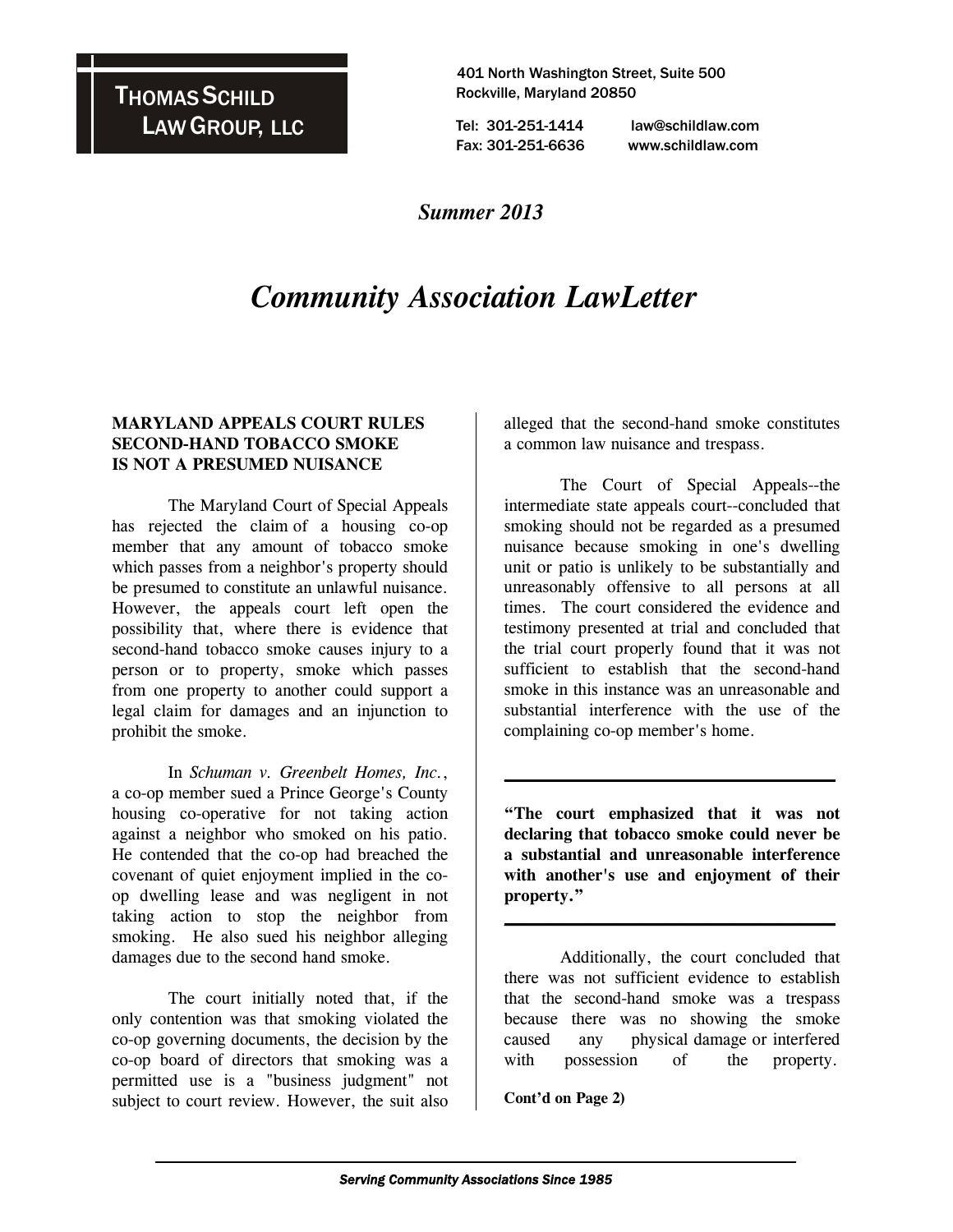**THOMAS SCHILD LAW GROUP, LLC**

401 North Washington Street, Suite 500
Rockville, Maryland 20850

Tel: 301-251-1414 law@schildlaw.com
Fax: 301-251-6636 www.schildlaw.com

*Summer 2013*

# *Community Association LawLetter*

## MARYLAND APPEALS COURT RULES SECOND-HAND TOBACCO SMOKE IS NOT A PRESUMED NUISANCE

The Maryland Court of Special Appeals has rejected the claim of a housing co-op member that any amount of tobacco smoke which passes from a neighbor's property should be presumed to constitute an unlawful nuisance. However, the appeals court left open the possibility that, where there is evidence that second-hand tobacco smoke causes injury to a person or to property, smoke which passes from one property to another could support a legal claim for damages and an injunction to prohibit the smoke.

In *Schuman v. Greenbelt Homes, Inc.*, a co-op member sued a Prince George's County housing co-operative for not taking action against a neighbor who smoked on his patio. He contended that the co-op had breached the covenant of quiet enjoyment implied in the co-op dwelling lease and was negligent in not taking action to stop the neighbor from smoking. He also sued his neighbor alleging damages due to the second hand smoke.

The court initially noted that, if the only contention was that smoking violated the co-op governing documents, the decision by the co-op board of directors that smoking was a permitted use is a "business judgment" not subject to court review. However, the suit also alleged that the second-hand smoke constitutes a common law nuisance and trespass.

The Court of Special Appeals--the intermediate state appeals court--concluded that smoking should not be regarded as a presumed nuisance because smoking in one's dwelling unit or patio is unlikely to be substantially and unreasonably offensive to all persons at all times. The court considered the evidence and testimony presented at trial and concluded that the trial court properly found that it was not sufficient to establish that the second-hand smoke in this instance was an unreasonable and substantial interference with the use of the complaining co-op member's home.

**"The court emphasized that it was not declaring that tobacco smoke could never be a substantial and unreasonable interference with another's use and enjoyment of their property."**

Additionally, the court concluded that there was not sufficient evidence to establish that the second-hand smoke was a trespass because there was no showing the smoke caused any physical damage or interfered with possession of the property.

**Cont'd on Page 2)**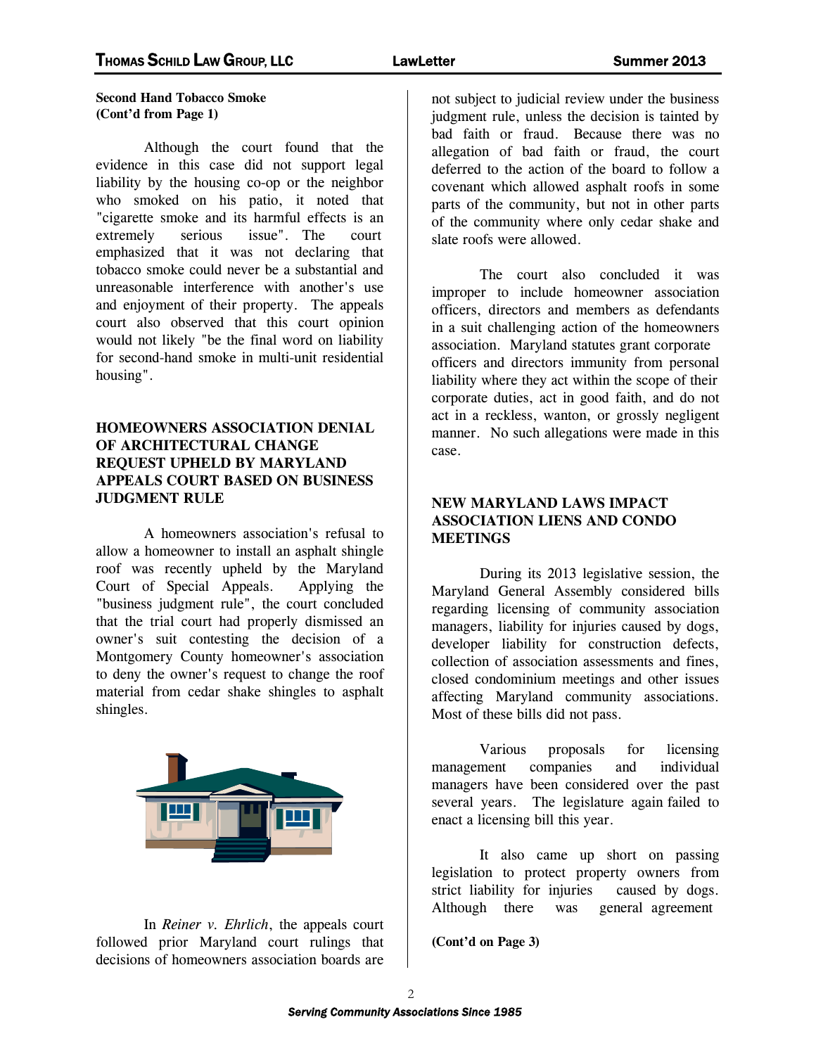**Second Hand Tobacco Smoke (Cont'd from Page 1)**

Although the court found that the evidence in this case did not support legal liability by the housing co-op or the neighbor who smoked on his patio, it noted that "cigarette smoke and its harmful effects is an extremely serious issue". The court emphasized that it was not declaring that tobacco smoke could never be a substantial and unreasonable interference with another's use and enjoyment of their property. The appeals court also observed that this court opinion would not likely "be the final word on liability for second-hand smoke in multi-unit residential housing".

## HOMEOWNERS ASSOCIATION DENIAL OF ARCHITECTURAL CHANGE REQUEST UPHELD BY MARYLAND APPEALS COURT BASED ON BUSINESS JUDGMENT RULE

A homeowners association's refusal to allow a homeowner to install an asphalt shingle roof was recently upheld by the Maryland Court of Special Appeals. Applying the "business judgment rule", the court concluded that the trial court had properly dismissed an owner's suit contesting the decision of a Montgomery County homeowner's association to deny the owner's request to change the roof material from cedar shake shingles to asphalt shingles.

In *Reiner v. Ehrlich*, the appeals court followed prior Maryland court rulings that decisions of homeowners association boards are not subject to judicial review under the business judgment rule, unless the decision is tainted by bad faith or fraud. Because there was no allegation of bad faith or fraud, the court deferred to the action of the board to follow a covenant which allowed asphalt roofs in some parts of the community, but not in other parts of the community where only cedar shake and slate roofs were allowed.

The court also concluded it was improper to include homeowner association officers, directors and members as defendants in a suit challenging action of the homeowners association. Maryland statutes grant corporate officers and directors immunity from personal liability where they act within the scope of their corporate duties, act in good faith, and do not act in a reckless, wanton, or grossly negligent manner. No such allegations were made in this case.

## NEW MARYLAND LAWS IMPACT ASSOCIATION LIENS AND CONDO MEETINGS

During its 2013 legislative session, the Maryland General Assembly considered bills regarding licensing of community association managers, liability for injuries caused by dogs, developer liability for construction defects, collection of association assessments and fines, closed condominium meetings and other issues affecting Maryland community associations. Most of these bills did not pass.

Various proposals for licensing management companies and individual managers have been considered over the past several years. The legislature again failed to enact a licensing bill this year.

It also came up short on passing legislation to protect property owners from strict liability for injuries caused by dogs. Although there was general agreement

**(Cont'd on Page 3)**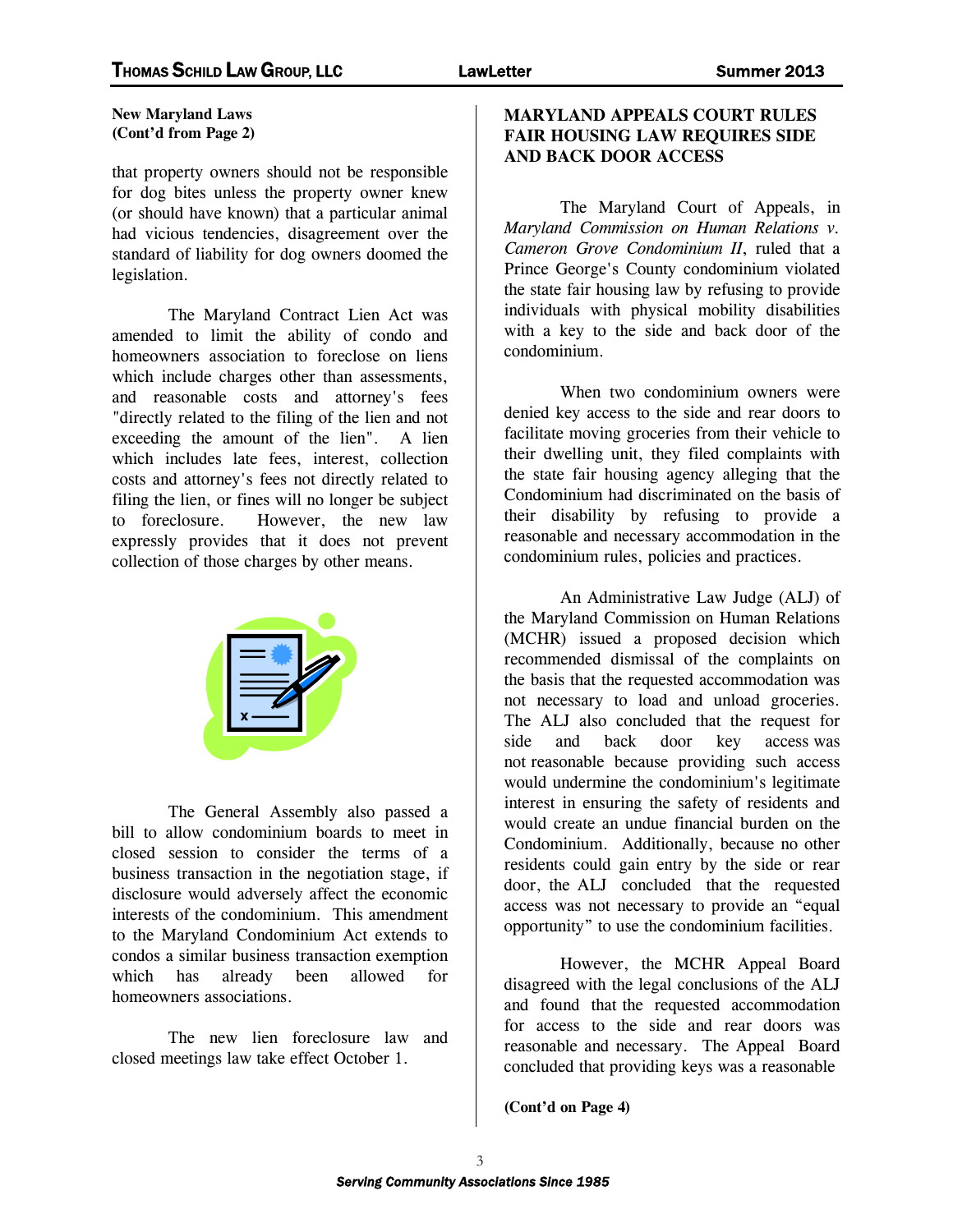**New Maryland Laws**
**(Cont'd from Page 2)**

that property owners should not be responsible for dog bites unless the property owner knew (or should have known) that a particular animal had vicious tendencies, disagreement over the standard of liability for dog owners doomed the legislation.

The Maryland Contract Lien Act was amended to limit the ability of condo and homeowners association to foreclose on liens which include charges other than assessments, and reasonable costs and attorney's fees "directly related to the filing of the lien and not exceeding the amount of the lien". A lien which includes late fees, interest, collection costs and attorney's fees not directly related to filing the lien, or fines will no longer be subject to foreclosure. However, the new law expressly provides that it does not prevent collection of those charges by other means.

The General Assembly also passed a bill to allow condominium boards to meet in closed session to consider the terms of a business transaction in the negotiation stage, if disclosure would adversely affect the economic interests of the condominium. This amendment to the Maryland Condominium Act extends to condos a similar business transaction exemption which has already been allowed for homeowners associations.

The new lien foreclosure law and closed meetings law take effect October 1.

## MARYLAND APPEALS COURT RULES FAIR HOUSING LAW REQUIRES SIDE AND BACK DOOR ACCESS

The Maryland Court of Appeals, in *Maryland Commission on Human Relations v. Cameron Grove Condominium II*, ruled that a Prince George's County condominium violated the state fair housing law by refusing to provide individuals with physical mobility disabilities with a key to the side and back door of the condominium.

When two condominium owners were denied key access to the side and rear doors to facilitate moving groceries from their vehicle to their dwelling unit, they filed complaints with the state fair housing agency alleging that the Condominium had discriminated on the basis of their disability by refusing to provide a reasonable and necessary accommodation in the condominium rules, policies and practices.

An Administrative Law Judge (ALJ) of the Maryland Commission on Human Relations (MCHR) issued a proposed decision which recommended dismissal of the complaints on the basis that the requested accommodation was not necessary to load and unload groceries. The ALJ also concluded that the request for side and back door key access was not reasonable because providing such access would undermine the condominium's legitimate interest in ensuring the safety of residents and would create an undue financial burden on the Condominium. Additionally, because no other residents could gain entry by the side or rear door, the ALJ concluded that the requested access was not necessary to provide an "equal opportunity" to use the condominium facilities.

However, the MCHR Appeal Board disagreed with the legal conclusions of the ALJ and found that the requested accommodation for access to the side and rear doors was reasonable and necessary. The Appeal Board concluded that providing keys was a reasonable

**(Cont'd on Page 4)**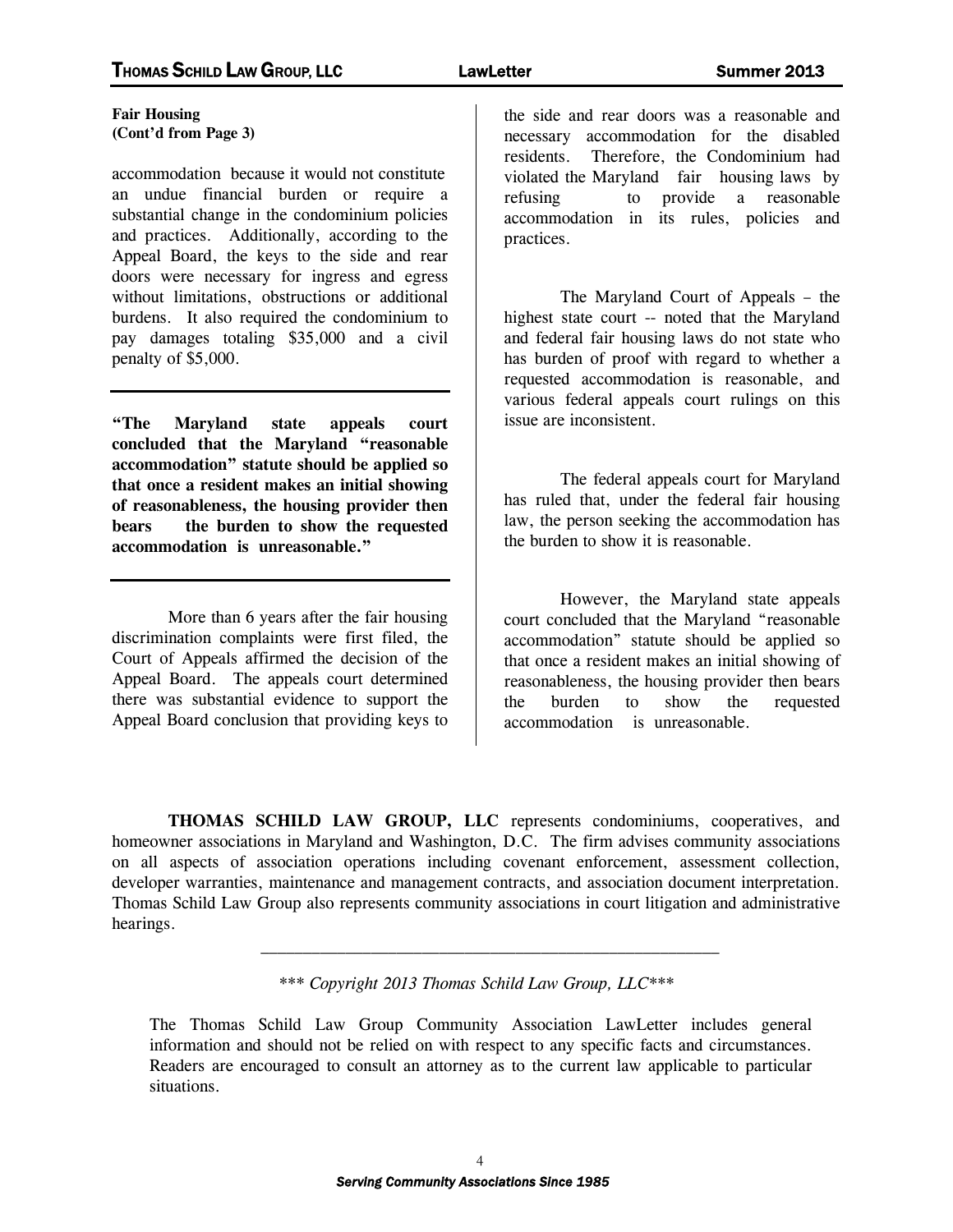**Fair Housing**
**(Cont'd from Page 3)**

accommodation because it would not constitute an undue financial burden or require a substantial change in the condominium policies and practices. Additionally, according to the Appeal Board, the keys to the side and rear doors were necessary for ingress and egress without limitations, obstructions or additional burdens. It also required the condominium to pay damages totaling $35,000 and a civil penalty of $5,000.

---

**"The Maryland state appeals court concluded that the Maryland "reasonable accommodation" statute should be applied so that once a resident makes an initial showing of reasonableness, the housing provider then bears the burden to show the requested accommodation is unreasonable."**

---

More than 6 years after the fair housing discrimination complaints were first filed, the Court of Appeals affirmed the decision of the Appeal Board. The appeals court determined there was substantial evidence to support the Appeal Board conclusion that providing keys to the side and rear doors was a reasonable and necessary accommodation for the disabled residents. Therefore, the Condominium had violated the Maryland fair housing laws by refusing to provide a reasonable accommodation in its rules, policies and practices.

The Maryland Court of Appeals – the highest state court -- noted that the Maryland and federal fair housing laws do not state who has burden of proof with regard to whether a requested accommodation is reasonable, and various federal appeals court rulings on this issue are inconsistent.

The federal appeals court for Maryland has ruled that, under the federal fair housing law, the person seeking the accommodation has the burden to show it is reasonable.

However, the Maryland state appeals court concluded that the Maryland "reasonable accommodation" statute should be applied so that once a resident makes an initial showing of reasonableness, the housing provider then bears the burden to show the requested accommodation is unreasonable.

**THOMAS SCHILD LAW GROUP, LLC** represents condominiums, cooperatives, and homeowner associations in Maryland and Washington, D.C. The firm advises community associations on all aspects of association operations including covenant enforcement, assessment collection, developer warranties, maintenance and management contracts, and association document interpretation. Thomas Schild Law Group also represents community associations in court litigation and administrative hearings.

---

*\*\*\* Copyright 2013 Thomas Schild Law Group, LLC\*\*\**

The Thomas Schild Law Group Community Association LawLetter includes general information and should not be relied on with respect to any specific facts and circumstances. Readers are encouraged to consult an attorney as to the current law applicable to particular situations.

*Serving Community Associations Since 1985*